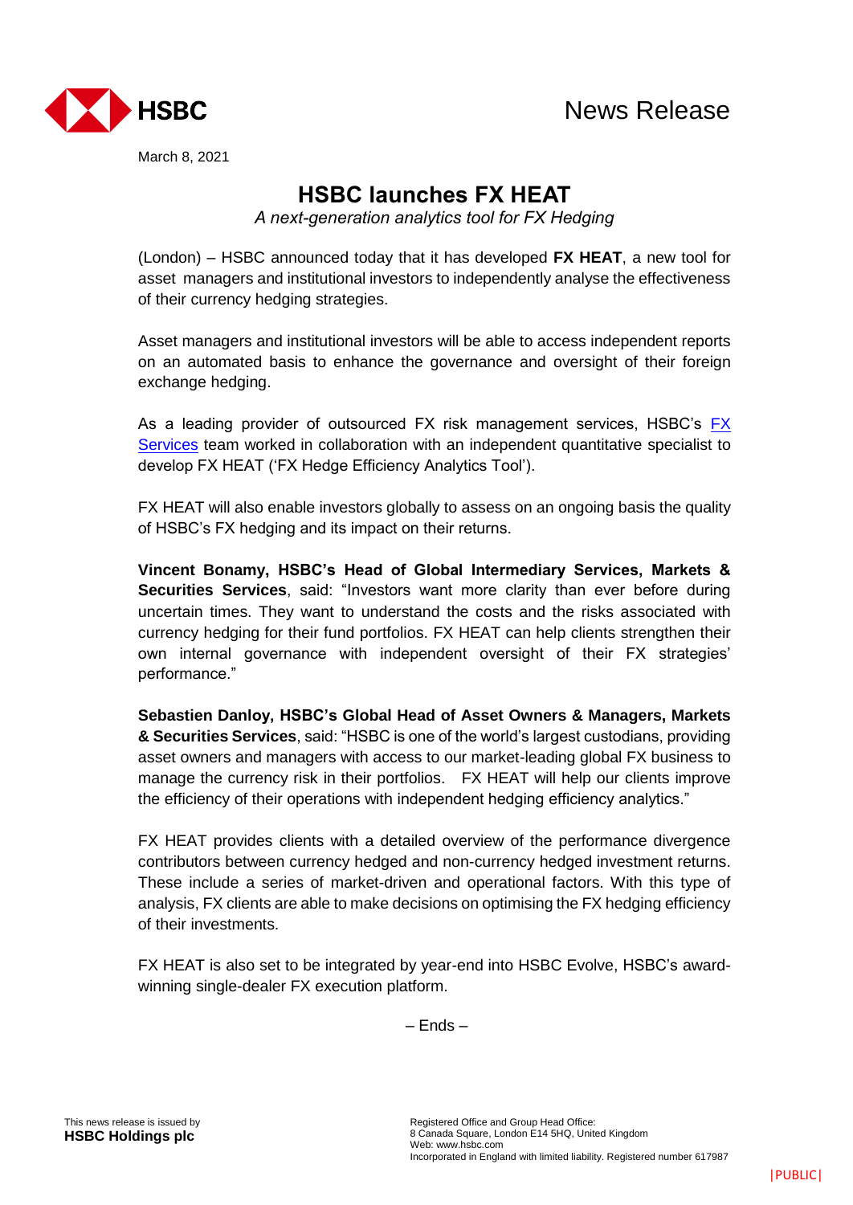News Release

March 8, 2021

# HSBC launches FX HEAT

*A next-generation analytics tool for FX Hedging*

(London) – HSBC announced today that it has developed **FX HEAT**, a new tool for asset managers and institutional investors to independently analyse the effectiveness of their currency hedging strategies.

Asset managers and institutional investors will be able to access independent reports on an automated basis to enhance the governance and oversight of their foreign exchange hedging.

As a leading provider of outsourced FX risk management services, HSBC's FX Services team worked in collaboration with an independent quantitative specialist to develop FX HEAT ('FX Hedge Efficiency Analytics Tool').

FX HEAT will also enable investors globally to assess on an ongoing basis the quality of HSBC's FX hedging and its impact on their returns.

**Vincent Bonamy, HSBC's Head of Global Intermediary Services, Markets & Securities Services**, said: "Investors want more clarity than ever before during uncertain times. They want to understand the costs and the risks associated with currency hedging for their fund portfolios. FX HEAT can help clients strengthen their own internal governance with independent oversight of their FX strategies' performance."

**Sebastien Danloy, HSBC's Global Head of Asset Owners & Managers, Markets & Securities Services**, said: "HSBC is one of the world's largest custodians, providing asset owners and managers with access to our market-leading global FX business to manage the currency risk in their portfolios. FX HEAT will help our clients improve the efficiency of their operations with independent hedging efficiency analytics."

FX HEAT provides clients with a detailed overview of the performance divergence contributors between currency hedged and non-currency hedged investment returns. These include a series of market-driven and operational factors. With this type of analysis, FX clients are able to make decisions on optimising the FX hedging efficiency of their investments.

FX HEAT is also set to be integrated by year-end into HSBC Evolve, HSBC's award-winning single-dealer FX execution platform.

– Ends –

This news release is issued by
**HSBC Holdings plc**

Registered Office and Group Head Office:
8 Canada Square, London E14 5HQ, United Kingdom
Web: www.hsbc.com
Incorporated in England with limited liability. Registered number 617987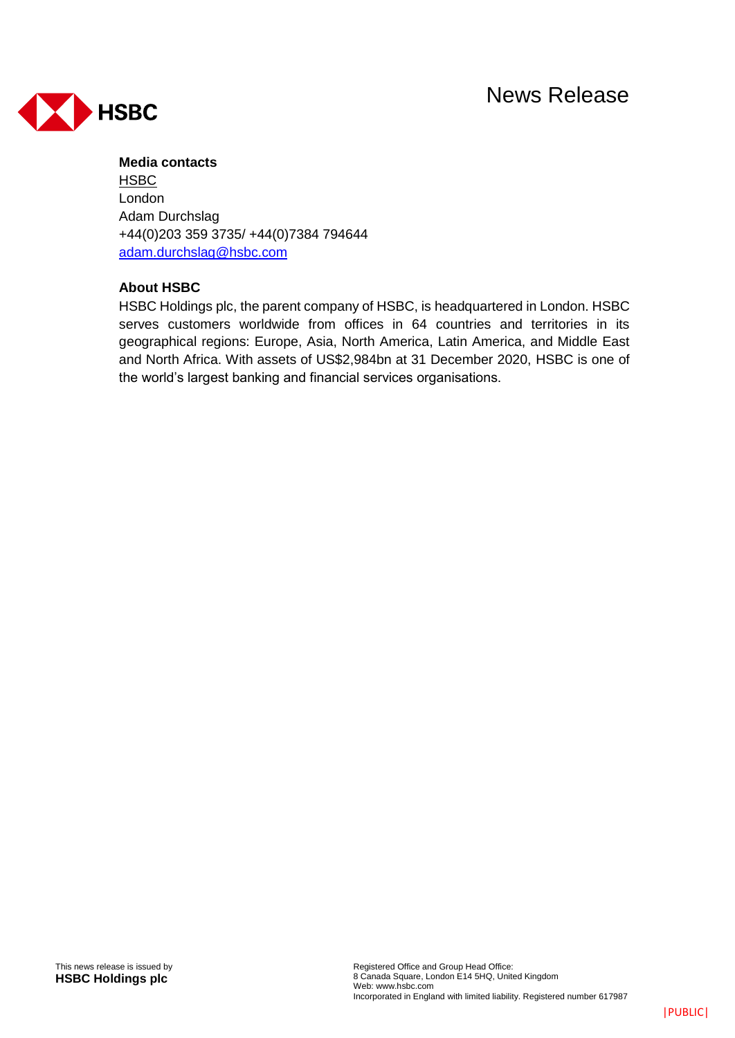**Media contacts**
HSBC
London
Adam Durchslag
+44(0)203 359 3735/ +44(0)7384 794644
adam.durchslag@hsbc.com

**About HSBC**
HSBC Holdings plc, the parent company of HSBC, is headquartered in London. HSBC serves customers worldwide from offices in 64 countries and territories in its geographical regions: Europe, Asia, North America, Latin America, and Middle East and North Africa. With assets of US$2,984bn at 31 December 2020, HSBC is one of the world's largest banking and financial services organisations.

This news release is issued by
**HSBC Holdings plc**

Registered Office and Group Head Office:
8 Canada Square, London E14 5HQ, United Kingdom
Web: www.hsbc.com
Incorporated in England with limited liability. Registered number 617987